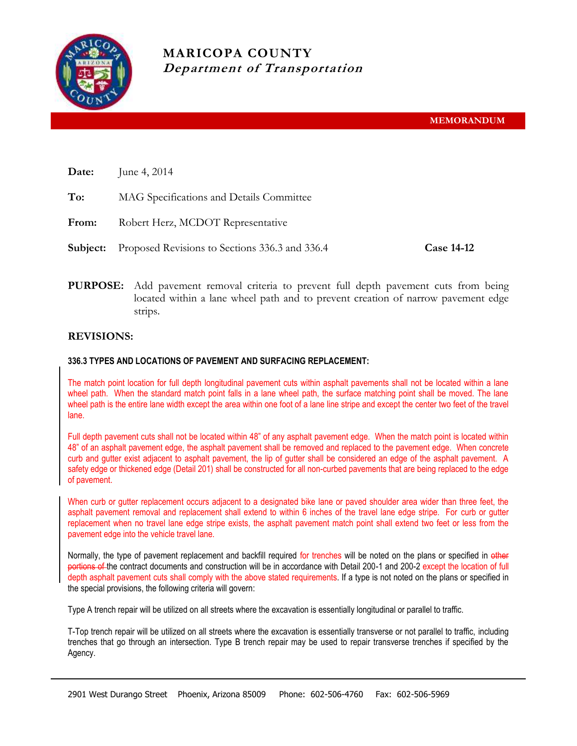# MARICOPA COUNTY

## *Department of Transportation*

**MEMORANDUM**

**Date:** June 4, 2014

**To:** MAG Specifications and Details Committee

**From:** Robert Herz, MCDOT Representative

**Subject:** Proposed Revisions to Sections 336.3 and 336.4 **Case 14-12**

**PURPOSE:** Add pavement removal criteria to prevent full depth pavement cuts from being located within a lane wheel path and to prevent creation of narrow pavement edge strips.

## REVISIONS:

### 336.3 TYPES AND LOCATIONS OF PAVEMENT AND SURFACING REPLACEMENT:

The match point location for full depth longitudinal pavement cuts within asphalt pavements shall not be located within a lane wheel path. When the standard match point falls in a lane wheel path, the surface matching point shall be moved. The lane wheel path is the entire lane width except the area within one foot of a lane line stripe and except the center two feet of the travel lane.

Full depth pavement cuts shall not be located within 48" of any asphalt pavement edge. When the match point is located within 48" of an asphalt pavement edge, the asphalt pavement shall be removed and replaced to the pavement edge. When concrete curb and gutter exist adjacent to asphalt pavement, the lip of gutter shall be considered an edge of the asphalt pavement. A safety edge or thickened edge (Detail 201) shall be constructed for all non-curbed pavements that are being replaced to the edge of pavement.

When curb or gutter replacement occurs adjacent to a designated bike lane or paved shoulder area wider than three feet, the asphalt pavement removal and replacement shall extend to within 6 inches of the travel lane edge stripe. For curb or gutter replacement when no travel lane edge stripe exists, the asphalt pavement match point shall extend two feet or less from the pavement edge into the vehicle travel lane.

Normally, the type of pavement replacement and backfill required for trenches will be noted on the plans or specified in ~~other portions of~~ the contract documents and construction will be in accordance with Detail 200-1 and 200-2 except the location of full depth asphalt pavement cuts shall comply with the above stated requirements. If a type is not noted on the plans or specified in the special provisions, the following criteria will govern:

Type A trench repair will be utilized on all streets where the excavation is essentially longitudinal or parallel to traffic.

T-Top trench repair will be utilized on all streets where the excavation is essentially transverse or not parallel to traffic, including trenches that go through an intersection. Type B trench repair may be used to repair transverse trenches if specified by the Agency.

2901 West Durango Street Phoenix, Arizona 85009 Phone: 602-506-4760 Fax: 602-506-5969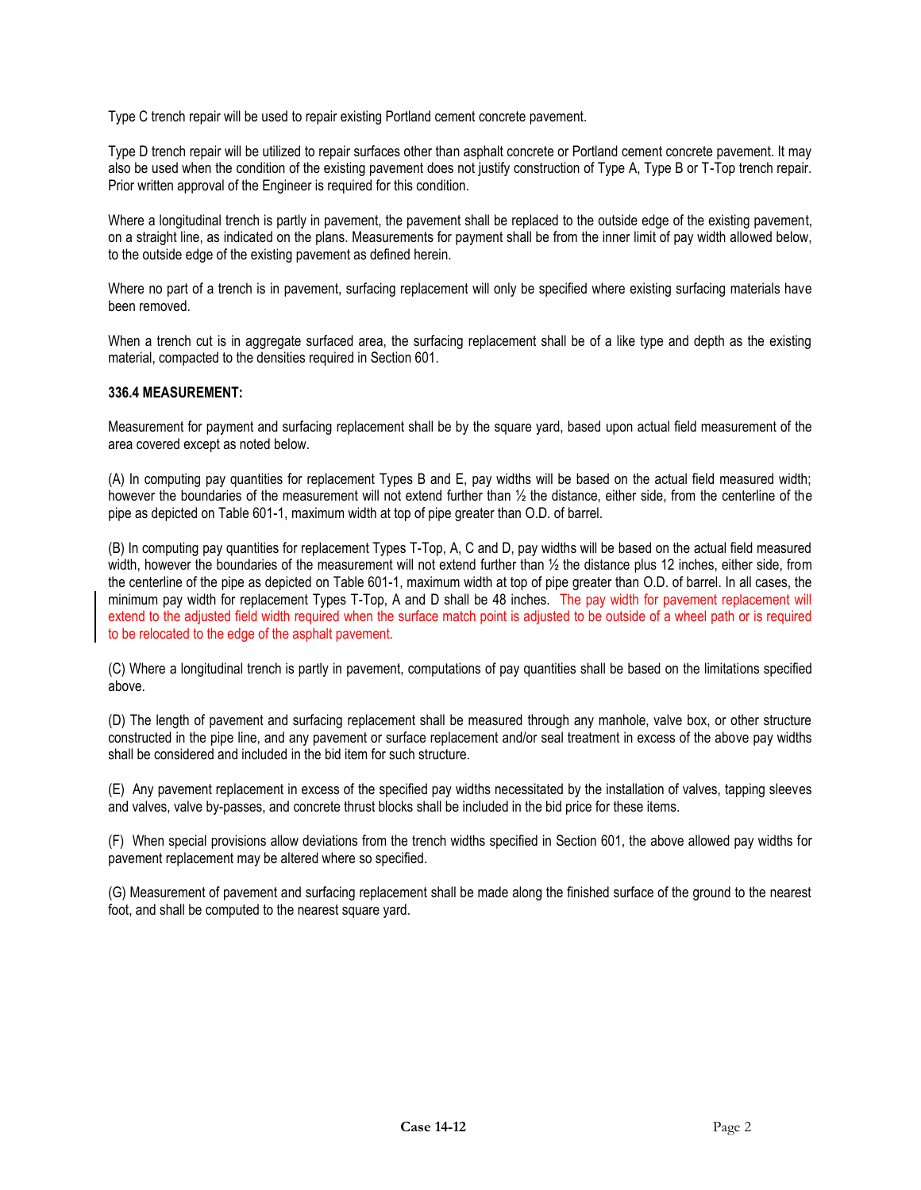Type C trench repair will be used to repair existing Portland cement concrete pavement.

Type D trench repair will be utilized to repair surfaces other than asphalt concrete or Portland cement concrete pavement. It may also be used when the condition of the existing pavement does not justify construction of Type A, Type B or T-Top trench repair. Prior written approval of the Engineer is required for this condition.

Where a longitudinal trench is partly in pavement, the pavement shall be replaced to the outside edge of the existing pavement, on a straight line, as indicated on the plans. Measurements for payment shall be from the inner limit of pay width allowed below, to the outside edge of the existing pavement as defined herein.

Where no part of a trench is in pavement, surfacing replacement will only be specified where existing surfacing materials have been removed.

When a trench cut is in aggregate surfaced area, the surfacing replacement shall be of a like type and depth as the existing material, compacted to the densities required in Section 601.

**336.4 MEASUREMENT:**

Measurement for payment and surfacing replacement shall be by the square yard, based upon actual field measurement of the area covered except as noted below.

(A) In computing pay quantities for replacement Types B and E, pay widths will be based on the actual field measured width; however the boundaries of the measurement will not extend further than ½ the distance, either side, from the centerline of the pipe as depicted on Table 601-1, maximum width at top of pipe greater than O.D. of barrel.

(B) In computing pay quantities for replacement Types T-Top, A, C and D, pay widths will be based on the actual field measured width, however the boundaries of the measurement will not extend further than ½ the distance plus 12 inches, either side, from the centerline of the pipe as depicted on Table 601-1, maximum width at top of pipe greater than O.D. of barrel. In all cases, the minimum pay width for replacement Types T-Top, A and D shall be 48 inches. The pay width for pavement replacement will extend to the adjusted field width required when the surface match point is adjusted to be outside of a wheel path or is required to be relocated to the edge of the asphalt pavement.

(C) Where a longitudinal trench is partly in pavement, computations of pay quantities shall be based on the limitations specified above.

(D) The length of pavement and surfacing replacement shall be measured through any manhole, valve box, or other structure constructed in the pipe line, and any pavement or surface replacement and/or seal treatment in excess of the above pay widths shall be considered and included in the bid item for such structure.

(E) Any pavement replacement in excess of the specified pay widths necessitated by the installation of valves, tapping sleeves and valves, valve by-passes, and concrete thrust blocks shall be included in the bid price for these items.

(F) When special provisions allow deviations from the trench widths specified in Section 601, the above allowed pay widths for pavement replacement may be altered where so specified.

(G) Measurement of pavement and surfacing replacement shall be made along the finished surface of the ground to the nearest foot, and shall be computed to the nearest square yard.